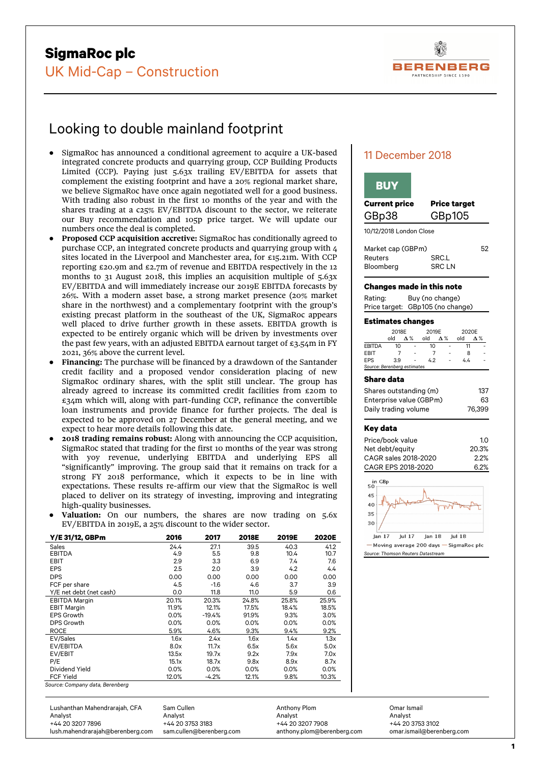# SigmaRoc plc

## UK Mid-Cap – Construction

# Looking to double mainland footprint

- SigmaRoc has announced a conditional agreement to acquire a UK-based integrated concrete products and quarrying group, CCP Building Products Limited (CCP). Paying just 5.63x trailing EV/EBITDA for assets that complement the existing footprint and have a 20% regional market share, we believe SigmaRoc have once again negotiated well for a good business. With trading also robust in the first 10 months of the year and with the shares trading at a c25% EV/EBITDA discount to the sector, we reiterate our Buy recommendation and 105p price target. We will update our numbers once the deal is completed.
- **Proposed CCP acquisition accretive:** SigmaRoc has conditionally agreed to purchase CCP, an integrated concrete products and quarrying group with 4 sites located in the Liverpool and Manchester area, for £15.21m. With CCP reporting £20.9m and £2.7m of revenue and EBITDA respectively in the 12 months to 31 August 2018, this implies an acquisition multiple of 5.63x EV/EBITDA and will immediately increase our 2019E EBITDA forecasts by 26%. With a modern asset base, a strong market presence (20% market share in the northwest) and a complementary footprint with the group's existing precast platform in the southeast of the UK, SigmaRoc appears well placed to drive further growth in these assets. EBITDA growth is expected to be entirely organic which will be driven by investments over the past few years, with an adjusted EBITDA earnout target of £3.54m in FY 2021, 36% above the current level.
- **Financing:** The purchase will be financed by a drawdown of the Santander credit facility and a proposed vendor consideration placing of new SigmaRoc ordinary shares, with the split still unclear. The group has already agreed to increase its committed credit facilities from £20m to £34m which will, along with part-funding CCP, refinance the convertible loan instruments and provide finance for further projects. The deal is expected to be approved on 27 December at the general meeting, and we expect to hear more details following this date.
- **2018 trading remains robust:** Along with announcing the CCP acquisition, SigmaRoc stated that trading for the first 10 months of the year was strong with yoy revenue, underlying EBITDA and underlying EPS all "significantly" improving. The group said that it remains on track for a strong FY 2018 performance, which it expects to be in line with expectations. These results re-affirm our view that the SigmaRoc is well placed to deliver on its strategy of investing, improving and integrating high-quality businesses.
- **Valuation:** On our numbers, the shares are now trading on 5.6x EV/EBITDA in 2019E, a 25% discount to the wider sector.

| Y/E 31/12, GBPm | 2016 | 2017 | 2018E | 2019E | 2020E |
|---|---|---|---|---|---|
| Sales | 24.4 | 27.1 | 39.5 | 40.3 | 41.2 |
| EBITDA | 4.9 | 5.5 | 9.8 | 10.4 | 10.7 |
| EBIT | 2.9 | 3.3 | 6.9 | 7.4 | 7.6 |
| EPS | 2.5 | 2.0 | 3.9 | 4.2 | 4.4 |
| DPS | 0.00 | 0.00 | 0.00 | 0.00 | 0.00 |
| FCF per share | 4.5 | -1.6 | 4.6 | 3.7 | 3.9 |
| Y/E net debt (net cash) | 0.0 | 11.8 | 11.0 | 5.9 | 0.6 |
| EBITDA Margin | 20.1% | 20.3% | 24.8% | 25.8% | 25.9% |
| EBIT Margin | 11.9% | 12.1% | 17.5% | 18.4% | 18.5% |
| EPS Growth | 0.0% | -19.4% | 91.9% | 9.3% | 3.0% |
| DPS Growth | 0.0% | 0.0% | 0.0% | 0.0% | 0.0% |
| ROCE | 5.9% | 4.6% | 9.3% | 9.4% | 9.2% |
| EV/Sales | 1.6x | 2.4x | 1.6x | 1.4x | 1.3x |
| EV/EBITDA | 8.0x | 11.7x | 6.5x | 5.6x | 5.0x |
| EV/EBIT | 13.5x | 19.7x | 9.2x | 7.9x | 7.0x |
| P/E | 15.1x | 18.7x | 9.8x | 8.9x | 8.7x |
| Dividend Yield | 0.0% | 0.0% | 0.0% | 0.0% | 0.0% |
| FCF Yield | 12.0% | -4.2% | 12.1% | 9.8% | 10.3% |

*Source: Company data, Berenberg*

11 December 2018

**BUY**

| Current price | Price target |
|---|---|
| GBp38 | GBp105 |

10/12/2018 London Close

| | |
|---|---|
| Market cap (GBPm) | 52 |
| Reuters | SRC.L |
| Bloomberg | SRC LN |

### Changes made in this note

Rating: Buy (no change)
Price target: GBp105 (no change)

### Estimates changes

| | 2018E | | 2019E | | 2020E | |
|---|---|---|---|---|---|---|
| | old | Δ % | old | Δ % | old | Δ % |
| EBITDA | 10 | - | 10 | - | 11 | - |
| EBIT | 7 | - | 7 | - | 8 | - |
| EPS | 3.9 | - | 4.2 | - | 4.4 | - |

*Source: Berenberg estimates*

### Share data

| | |
|---|---|
| Shares outstanding (m) | 137 |
| Enterprise value (GBPm) | 63 |
| Daily trading volume | 76,399 |

### Key data

| | |
|---|---|
| Price/book value | 1.0 |
| Net debt/equity | 20.3% |
| CAGR sales 2018-2020 | 2.2% |
| CAGR EPS 2018-2020 | 6.2% |

in GBp

— Moving average 200 days — SigmaRoc plc

*Source: Thomson Reuters Datastream*

Lushanthan Mahendrarajah, CFA
Analyst
+44 20 3207 7896
lush.mahendrarajah@berenberg.com

Sam Cullen
Analyst
+44 20 3753 3183
sam.cullen@berenberg.com

Anthony Plom
Analyst
+44 20 3207 7908
anthony.plom@berenberg.com

Omar Ismail
Analyst
+44 20 3753 3102
omar.ismail@berenberg.com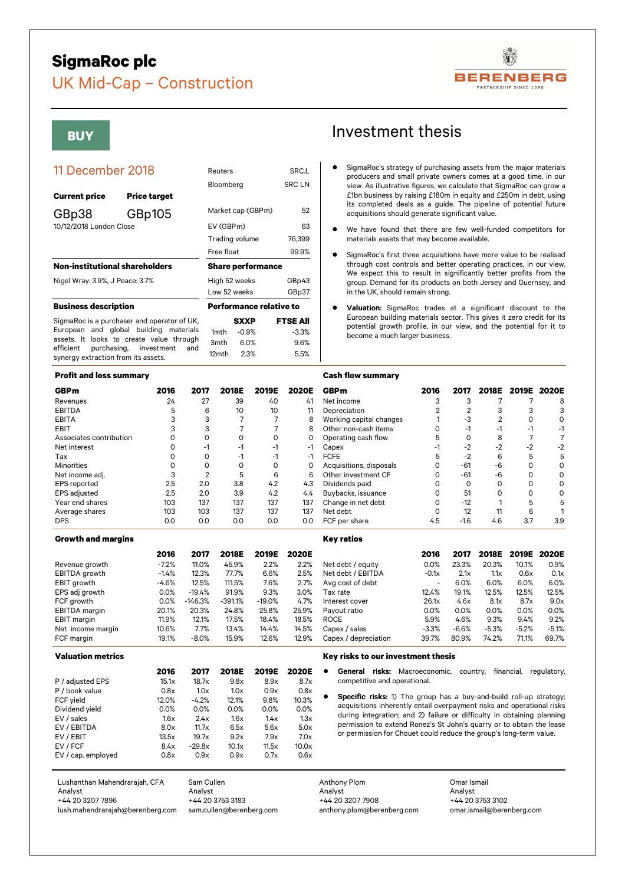# SigmaRoc plc

## UK Mid-Cap – Construction

**BUY**

## 11 December 2018

| **Current price** | **Price target** |
|---|---|
| GBp38 | GBp105 |

10/12/2018 London Close

| | |
|---|---|
| Reuters | SRC.L |
| Bloomberg | SRC LN |
| Market cap (GBPm) | 52 |
| EV (GBPm) | 63 |
| Trading volume | 76,399 |
| Free float | 99.9% |

**Non-institutional shareholders**

Nigel Wray: 3.9%, J Peace: 3.7%

**Share performance**

| | |
|---|---|
| High 52 weeks | GBp43 |
| Low 52 weeks | GBp37 |

**Business description**

SigmaRoc is a purchaser and operator of UK, European and global building materials assets. It looks to create value through efficient purchasing, investment and synergy extraction from its assets.

**Performance relative to**

| | SXXP | FTSE All |
|---|---|---|
| 1mth | -0.9% | -3.3% |
| 3mth | 6.0% | 9.6% |
| 12mth | 2.3% | 5.5% |

# Investment thesis

- SigmaRoc's strategy of purchasing assets from the major materials producers and small private owners comes at a good time, in our view. As illustrative figures, we calculate that SigmaRoc can grow a £1bn business by raising £180m in equity and £250m in debt, using its completed deals as a guide. The pipeline of potential future acquisitions should generate significant value.
- We have found that there are few well-funded competitors for materials assets that may become available.
- SigmaRoc's first three acquisitions have more value to be realised through cost controls and better operating practices, in our view. We expect this to result in significantly better profits from the group. Demand for its products on both Jersey and Guernsey, and in the UK, should remain strong.
- **Valuation:** SigmaRoc trades at a significant discount to the European building materials sector. This gives it zero credit for its potential growth profile, in our view, and the potential for it to become a much larger business.

### Profit and loss summary

| GBPm | 2016 | 2017 | 2018E | 2019E | 2020E |
|---|---|---|---|---|---|
| Revenues | 24 | 27 | 39 | 40 | 41 |
| EBITDA | 5 | 6 | 10 | 10 | 11 |
| EBITA | 3 | 3 | 7 | 7 | 8 |
| EBIT | 3 | 3 | 7 | 7 | 8 |
| Associates contribution | 0 | 0 | 0 | 0 | 0 |
| Net interest | 0 | -1 | -1 | -1 | -1 |
| Tax | 0 | 0 | -1 | -1 | -1 |
| Minorities | 0 | 0 | 0 | 0 | 0 |
| Net income adj. | 3 | 2 | 5 | 6 | 6 |
| EPS reported | 2.5 | 2.0 | 3.8 | 4.2 | 4.3 |
| EPS adjusted | 2.5 | 2.0 | 3.9 | 4.2 | 4.4 |
| Year end shares | 103 | 137 | 137 | 137 | 137 |
| Average shares | 103 | 103 | 137 | 137 | 137 |
| DPS | 0.0 | 0.0 | 0.0 | 0.0 | 0.0 |

### Cash flow summary

| GBPm | 2016 | 2017 | 2018E | 2019E | 2020E |
|---|---|---|---|---|---|
| Net income | 3 | 3 | 7 | 7 | 8 |
| Depreciation | 2 | 2 | 3 | 3 | 3 |
| Working capital changes | 1 | -3 | 2 | 0 | 0 |
| Other non-cash items | 0 | -1 | -1 | -1 | -1 |
| Operating cash flow | 5 | 0 | 8 | 7 | 7 |
| Capex | -1 | -2 | -2 | -2 | -2 |
| FCFE | 5 | -2 | 6 | 5 | 5 |
| Acquisitions, disposals | 0 | -61 | -6 | 0 | 0 |
| Other investment CF | 0 | -61 | -6 | 0 | 0 |
| Dividends paid | 0 | 0 | 0 | 0 | 0 |
| Buybacks, issuance | 0 | 51 | 0 | 0 | 0 |
| Change in net debt | 0 | -12 | 1 | 5 | 5 |
| Net debt | 0 | 12 | 11 | 6 | 1 |
| FCF per share | 4.5 | -1.6 | 4.6 | 3.7 | 3.9 |

### Growth and margins

| | 2016 | 2017 | 2018E | 2019E | 2020E |
|---|---|---|---|---|---|
| Revenue growth | -7.2% | 11.0% | 45.9% | 2.2% | 2.2% |
| EBITDA growth | -1.4% | 12.3% | 77.7% | 6.6% | 2.5% |
| EBIT growth | -4.6% | 12.5% | 111.5% | 7.6% | 2.7% |
| EPS adj growth | 0.0% | -19.4% | 91.9% | 9.3% | 3.0% |
| FCF growth | 0.0% | -146.3% | -391.1% | -19.0% | 4.7% |
| EBITDA margin | 20.1% | 20.3% | 24.8% | 25.8% | 25.9% |
| EBIT margin | 11.9% | 12.1% | 17.5% | 18.4% | 18.5% |
| Net income margin | 10.6% | 7.7% | 13.4% | 14.4% | 14.5% |
| FCF margin | 19.1% | -8.0% | 15.9% | 12.6% | 12.9% |

### Key ratios

| | 2016 | 2017 | 2018E | 2019E | 2020E |
|---|---|---|---|---|---|
| Net debt / equity | 0.0% | 23.3% | 20.3% | 10.1% | 0.9% |
| Net debt / EBITDA | -0.1x | 2.1x | 1.1x | 0.6x | 0.1x |
| Avg cost of debt | - | 6.0% | 6.0% | 6.0% | 6.0% |
| Tax rate | 12.4% | 19.1% | 12.5% | 12.5% | 12.5% |
| Interest cover | 26.1x | 4.6x | 8.1x | 8.7x | 9.0x |
| Payout ratio | 0.0% | 0.0% | 0.0% | 0.0% | 0.0% |
| ROCE | 5.9% | 4.6% | 9.3% | 9.4% | 9.2% |
| Capex / sales | -3.3% | -6.6% | -5.3% | -5.2% | -5.1% |
| Capex / depreciation | 39.7% | 80.9% | 74.2% | 71.1% | 69.7% |

### Valuation metrics

| | 2016 | 2017 | 2018E | 2019E | 2020E |
|---|---|---|---|---|---|
| P / adjusted EPS | 15.1x | 18.7x | 9.8x | 8.9x | 8.7x |
| P / book value | 0.8x | 1.0x | 1.0x | 0.9x | 0.8x |
| FCF yield | 12.0% | -4.2% | 12.1% | 9.8% | 10.3% |
| Dividend yield | 0.0% | 0.0% | 0.0% | 0.0% | 0.0% |
| EV / sales | 1.6x | 2.4x | 1.6x | 1.4x | 1.3x |
| EV / EBITDA | 8.0x | 11.7x | 6.5x | 5.6x | 5.0x |
| EV / EBIT | 13.5x | 19.7x | 9.2x | 7.9x | 7.0x |
| EV / FCF | 8.4x | -29.8x | 10.1x | 11.5x | 10.0x |
| EV / cap. employed | 0.8x | 0.9x | 0.9x | 0.7x | 0.6x |

### Key risks to our investment thesis

- **General risks:** Macroeconomic, country, financial, regulatory, competitive and operational.
- **Specific risks:** 1) The group has a buy-and-build roll-up strategy; acquisitions inherently entail overpayment risks and operational risks during integration; and 2) failure or difficulty in obtaining planning permission to extend Ronez's St John's quarry or to obtain the lease or permission for Chouet could reduce the group's long-term value.

Lushanthan Mahendrarajah, CFA
Analyst
+44 20 3207 7896
lush.mahendrarajah@berenberg.com

Sam Cullen
Analyst
+44 20 3753 3183
sam.cullen@berenberg.com

Anthony Plom
Analyst
+44 20 3207 7908
anthony.plom@berenberg.com

Omar Ismail
Analyst
+44 20 3753 3102
omar.ismail@berenberg.com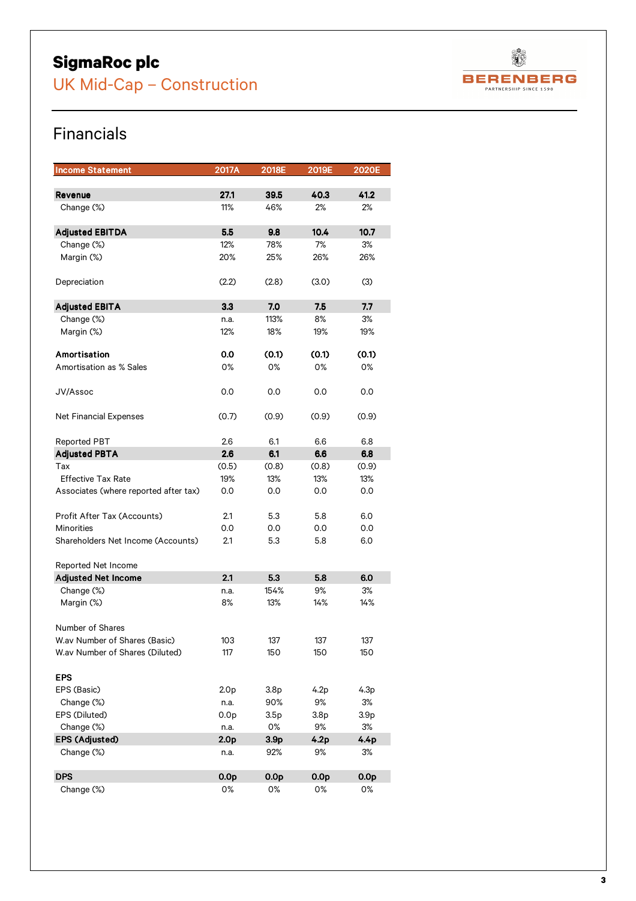# SigmaRoc plc

## UK Mid-Cap – Construction

## Financials

| Income Statement | 2017A | 2018E | 2019E | 2020E |
|---|---|---|---|---|
| **Revenue** | **27.1** | **39.5** | **40.3** | **41.2** |
| Change (%) | 11% | 46% | 2% | 2% |
| **Adjusted EBITDA** | **5.5** | **9.8** | **10.4** | **10.7** |
| Change (%) | 12% | 78% | 7% | 3% |
| Margin (%) | 20% | 25% | 26% | 26% |
| Depreciation | (2.2) | (2.8) | (3.0) | (3) |
| **Adjusted EBITA** | **3.3** | **7.0** | **7.5** | **7.7** |
| Change (%) | n.a. | 113% | 8% | 3% |
| Margin (%) | 12% | 18% | 19% | 19% |
| **Amortisation** | **0.0** | **(0.1)** | **(0.1)** | **(0.1)** |
| Amortisation as % Sales | 0% | 0% | 0% | 0% |
| JV/Assoc | 0.0 | 0.0 | 0.0 | 0.0 |
| Net Financial Expenses | (0.7) | (0.9) | (0.9) | (0.9) |
| Reported PBT | 2.6 | 6.1 | 6.6 | 6.8 |
| **Adjusted PBTA** | **2.6** | **6.1** | **6.6** | **6.8** |
| Tax | (0.5) | (0.8) | (0.8) | (0.9) |
| Effective Tax Rate | 19% | 13% | 13% | 13% |
| Associates (where reported after tax) | 0.0 | 0.0 | 0.0 | 0.0 |
| Profit After Tax (Accounts) | 2.1 | 5.3 | 5.8 | 6.0 |
| Minorities | 0.0 | 0.0 | 0.0 | 0.0 |
| Shareholders Net Income (Accounts) | 2.1 | 5.3 | 5.8 | 6.0 |
| Reported Net Income | | | | |
| **Adjusted Net Income** | **2.1** | **5.3** | **5.8** | **6.0** |
| Change (%) | n.a. | 154% | 9% | 3% |
| Margin (%) | 8% | 13% | 14% | 14% |
| Number of Shares | | | | |
| W.av Number of Shares (Basic) | 103 | 137 | 137 | 137 |
| W.av Number of Shares (Diluted) | 117 | 150 | 150 | 150 |
| **EPS** | | | | |
| EPS (Basic) | 2.0p | 3.8p | 4.2p | 4.3p |
| Change (%) | n.a. | 90% | 9% | 3% |
| EPS (Diluted) | 0.0p | 3.5p | 3.8p | 3.9p |
| Change (%) | n.a. | 0% | 9% | 3% |
| **EPS (Adjusted)** | **2.0p** | **3.9p** | **4.2p** | **4.4p** |
| Change (%) | n.a. | 92% | 9% | 3% |
| **DPS** | **0.0p** | **0.0p** | **0.0p** | **0.0p** |
| Change (%) | 0% | 0% | 0% | 0% |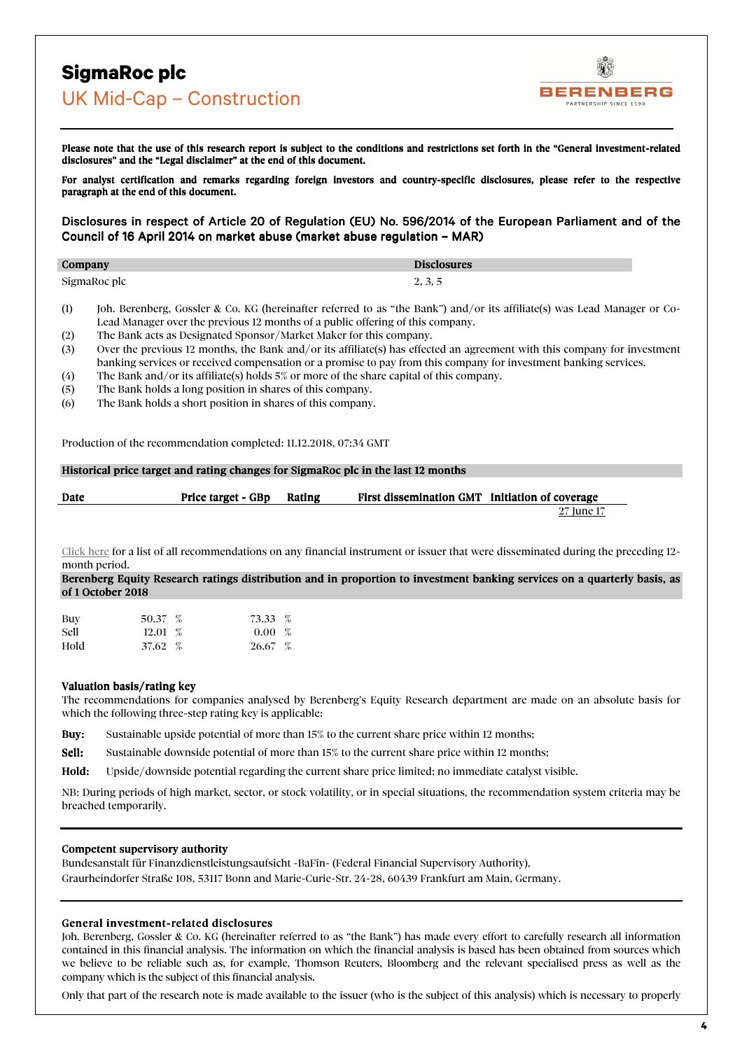# SigmaRoc plc

## UK Mid-Cap – Construction

**Please note that the use of this research report is subject to the conditions and restrictions set forth in the "General investment-related disclosures" and the "Legal disclaimer" at the end of this document.**

**For analyst certification and remarks regarding foreign investors and country-specific disclosures, please refer to the respective paragraph at the end of this document.**

### Disclosures in respect of Article 20 of Regulation (EU) No. 596/2014 of the European Parliament and of the Council of 16 April 2014 on market abuse (market abuse regulation – MAR)

| Company | Disclosures |
|---|---|
| SigmaRoc plc | 2, 3, 5 |

(1) Joh. Berenberg, Gossler & Co. KG (hereinafter referred to as "the Bank") and/or its affiliate(s) was Lead Manager or Co-Lead Manager over the previous 12 months of a public offering of this company.
(2) The Bank acts as Designated Sponsor/Market Maker for this company.
(3) Over the previous 12 months, the Bank and/or its affiliate(s) has effected an agreement with this company for investment banking services or received compensation or a promise to pay from this company for investment banking services.
(4) The Bank and/or its affiliate(s) holds 5% or more of the share capital of this company.
(5) The Bank holds a long position in shares of this company.
(6) The Bank holds a short position in shares of this company.

Production of the recommendation completed: 11.12.2018, 07:34 GMT

**Historical price target and rating changes for SigmaRoc plc in the last 12 months**

| Date | Price target - GBp | Rating | First dissemination GMT | Initiation of coverage |
|---|---|---|---|---|
| | | | | 27 June 17 |

Click here for a list of all recommendations on any financial instrument or issuer that were disseminated during the preceding 12-month period.

**Berenberg Equity Research ratings distribution and in proportion to investment banking services on a quarterly basis, as of 1 October 2018**

| | | |
|---|---|---|
| Buy | 50.37 % | 73.33 % |
| Sell | 12.01 % | 0.00 % |
| Hold | 37.62 % | 26.67 % |

**Valuation basis/rating key**

The recommendations for companies analysed by Berenberg's Equity Research department are made on an absolute basis for which the following three-step rating key is applicable:

**Buy:** Sustainable upside potential of more than 15% to the current share price within 12 months;

**Sell:** Sustainable downside potential of more than 15% to the current share price within 12 months;

**Hold:** Upside/downside potential regarding the current share price limited; no immediate catalyst visible.

NB: During periods of high market, sector, or stock volatility, or in special situations, the recommendation system criteria may be breached temporarily.

**Competent supervisory authority**

Bundesanstalt für Finanzdienstleistungsaufsicht -BaFin- (Federal Financial Supervisory Authority),
Graurheindorfer Straße 108, 53117 Bonn and Marie-Curie-Str. 24-28, 60439 Frankfurt am Main, Germany.

**General investment-related disclosures**

Joh. Berenberg, Gossler & Co. KG (hereinafter referred to as "the Bank") has made every effort to carefully research all information contained in this financial analysis. The information on which the financial analysis is based has been obtained from sources which we believe to be reliable such as, for example, Thomson Reuters, Bloomberg and the relevant specialised press as well as the company which is the subject of this financial analysis.

Only that part of the research note is made available to the issuer (who is the subject of this analysis) which is necessary to properly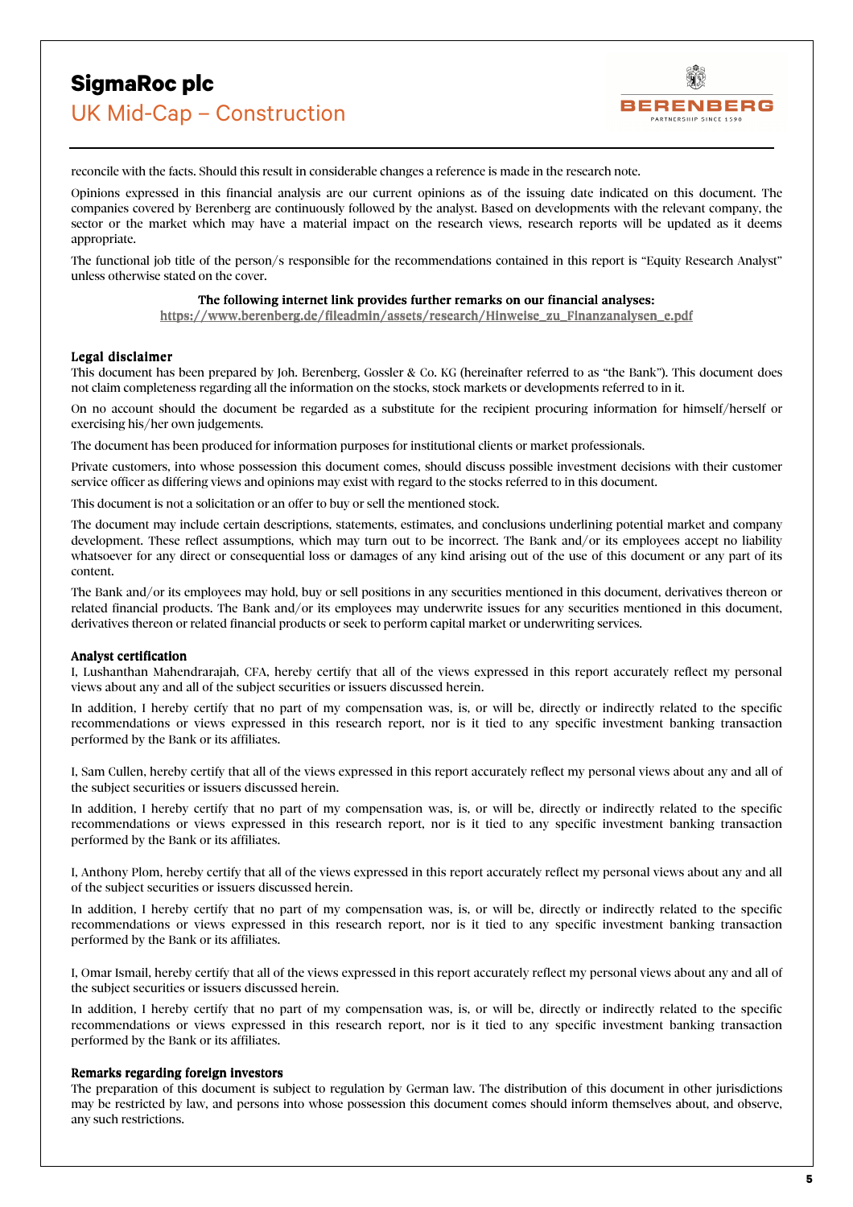reconcile with the facts. Should this result in considerable changes a reference is made in the research note.

Opinions expressed in this financial analysis are our current opinions as of the issuing date indicated on this document. The companies covered by Berenberg are continuously followed by the analyst. Based on developments with the relevant company, the sector or the market which may have a material impact on the research views, research reports will be updated as it deems appropriate.

The functional job title of the person/s responsible for the recommendations contained in this report is "Equity Research Analyst" unless otherwise stated on the cover.

**The following internet link provides further remarks on our financial analyses:**
https://www.berenberg.de/fileadmin/assets/research/Hinweise_zu_Finanzanalysen_e.pdf

### Legal disclaimer

This document has been prepared by Joh. Berenberg, Gossler & Co. KG (hereinafter referred to as "the Bank"). This document does not claim completeness regarding all the information on the stocks, stock markets or developments referred to in it.

On no account should the document be regarded as a substitute for the recipient procuring information for himself/herself or exercising his/her own judgements.

The document has been produced for information purposes for institutional clients or market professionals.

Private customers, into whose possession this document comes, should discuss possible investment decisions with their customer service officer as differing views and opinions may exist with regard to the stocks referred to in this document.

This document is not a solicitation or an offer to buy or sell the mentioned stock.

The document may include certain descriptions, statements, estimates, and conclusions underlining potential market and company development. These reflect assumptions, which may turn out to be incorrect. The Bank and/or its employees accept no liability whatsoever for any direct or consequential loss or damages of any kind arising out of the use of this document or any part of its content.

The Bank and/or its employees may hold, buy or sell positions in any securities mentioned in this document, derivatives thereon or related financial products. The Bank and/or its employees may underwrite issues for any securities mentioned in this document, derivatives thereon or related financial products or seek to perform capital market or underwriting services.

### Analyst certification

I, Lushanthan Mahendrarajah, CFA, hereby certify that all of the views expressed in this report accurately reflect my personal views about any and all of the subject securities or issuers discussed herein.

In addition, I hereby certify that no part of my compensation was, is, or will be, directly or indirectly related to the specific recommendations or views expressed in this research report, nor is it tied to any specific investment banking transaction performed by the Bank or its affiliates.

I, Sam Cullen, hereby certify that all of the views expressed in this report accurately reflect my personal views about any and all of the subject securities or issuers discussed herein.

In addition, I hereby certify that no part of my compensation was, is, or will be, directly or indirectly related to the specific recommendations or views expressed in this research report, nor is it tied to any specific investment banking transaction performed by the Bank or its affiliates.

I, Anthony Plom, hereby certify that all of the views expressed in this report accurately reflect my personal views about any and all of the subject securities or issuers discussed herein.

In addition, I hereby certify that no part of my compensation was, is, or will be, directly or indirectly related to the specific recommendations or views expressed in this research report, nor is it tied to any specific investment banking transaction performed by the Bank or its affiliates.

I, Omar Ismail, hereby certify that all of the views expressed in this report accurately reflect my personal views about any and all of the subject securities or issuers discussed herein.

In addition, I hereby certify that no part of my compensation was, is, or will be, directly or indirectly related to the specific recommendations or views expressed in this research report, nor is it tied to any specific investment banking transaction performed by the Bank or its affiliates.

### Remarks regarding foreign investors

The preparation of this document is subject to regulation by German law. The distribution of this document in other jurisdictions may be restricted by law, and persons into whose possession this document comes should inform themselves about, and observe, any such restrictions.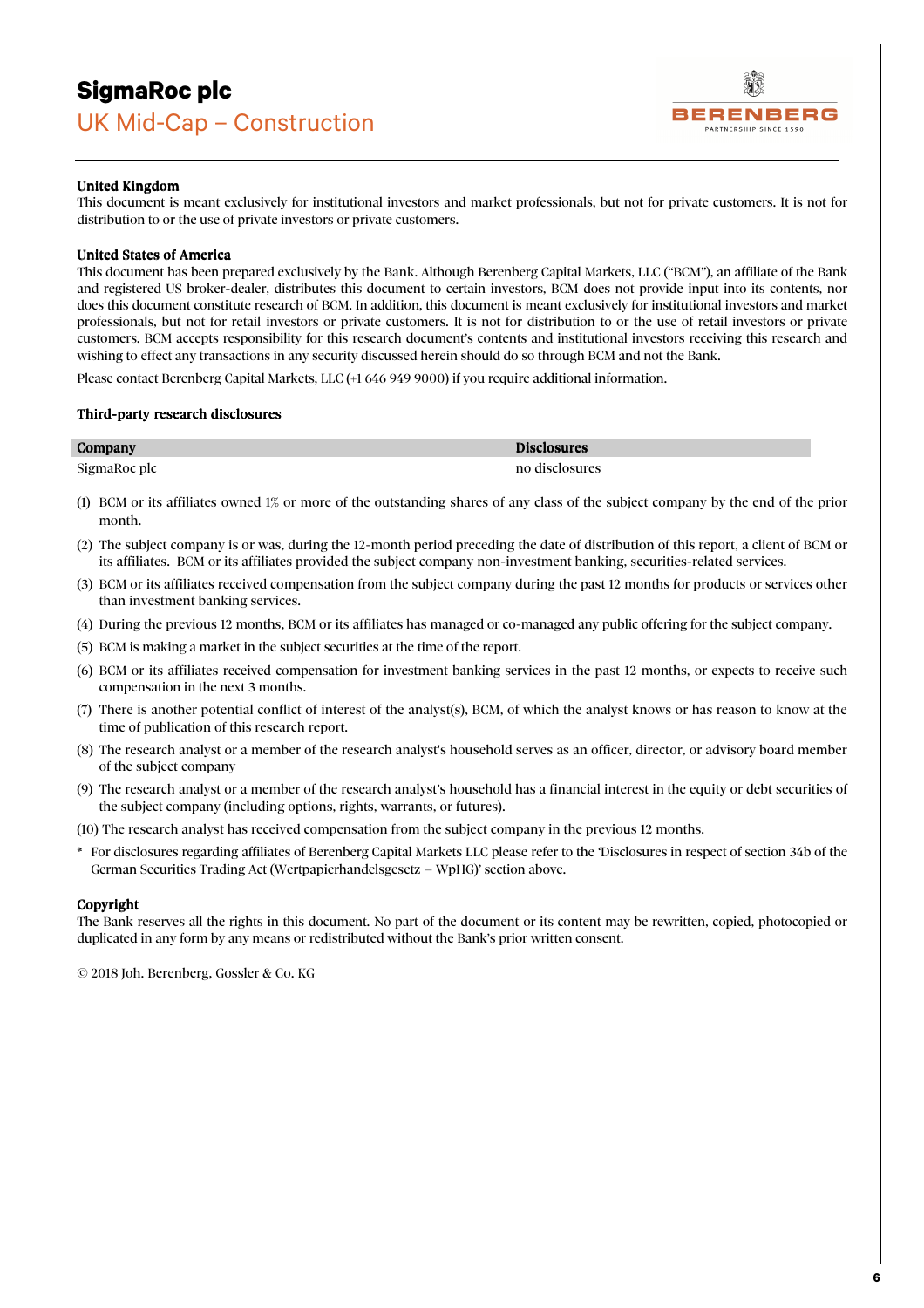### United Kingdom

This document is meant exclusively for institutional investors and market professionals, but not for private customers. It is not for distribution to or the use of private investors or private customers.

### United States of America

This document has been prepared exclusively by the Bank. Although Berenberg Capital Markets, LLC ("BCM"), an affiliate of the Bank and registered US broker-dealer, distributes this document to certain investors, BCM does not provide input into its contents, nor does this document constitute research of BCM. In addition, this document is meant exclusively for institutional investors and market professionals, but not for retail investors or private customers. It is not for distribution to or the use of retail investors or private customers. BCM accepts responsibility for this research document's contents and institutional investors receiving this research and wishing to effect any transactions in any security discussed herein should do so through BCM and not the Bank.

Please contact Berenberg Capital Markets, LLC (+1 646 949 9000) if you require additional information.

### Third-party research disclosures

| Company | Disclosures |
| --- | --- |
| SigmaRoc plc | no disclosures |

(1) BCM or its affiliates owned 1% or more of the outstanding shares of any class of the subject company by the end of the prior month.

(2) The subject company is or was, during the 12-month period preceding the date of distribution of this report, a client of BCM or its affiliates. BCM or its affiliates provided the subject company non-investment banking, securities-related services.

(3) BCM or its affiliates received compensation from the subject company during the past 12 months for products or services other than investment banking services.

(4) During the previous 12 months, BCM or its affiliates has managed or co-managed any public offering for the subject company.

(5) BCM is making a market in the subject securities at the time of the report.

(6) BCM or its affiliates received compensation for investment banking services in the past 12 months, or expects to receive such compensation in the next 3 months.

(7) There is another potential conflict of interest of the analyst(s), BCM, of which the analyst knows or has reason to know at the time of publication of this research report.

(8) The research analyst or a member of the research analyst's household serves as an officer, director, or advisory board member of the subject company

(9) The research analyst or a member of the research analyst's household has a financial interest in the equity or debt securities of the subject company (including options, rights, warrants, or futures).

(10) The research analyst has received compensation from the subject company in the previous 12 months.

\* For disclosures regarding affiliates of Berenberg Capital Markets LLC please refer to the 'Disclosures in respect of section 34b of the German Securities Trading Act (Wertpapierhandelsgesetz – WpHG)' section above.

### Copyright

The Bank reserves all the rights in this document. No part of the document or its content may be rewritten, copied, photocopied or duplicated in any form by any means or redistributed without the Bank's prior written consent.

© 2018 Joh. Berenberg, Gossler & Co. KG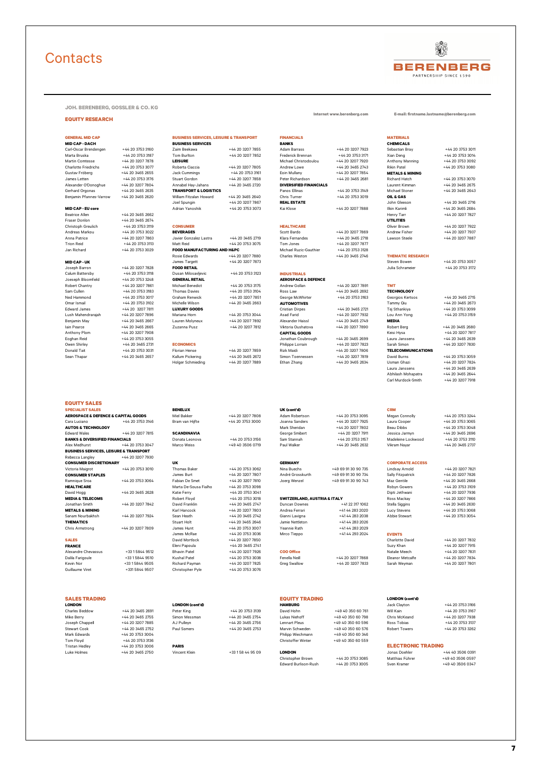# Contacts

BERENBERG
PARTNERSHIP SINCE 1590

**JOH. BERENBERG, GOSSLER & CO. KG**

Internet www.berenberg.com

E-mail: firstname.lastname@berenberg.com

## EQUITY RESEARCH

### GENERAL MID CAP

**MID CAP - DACH**

| | |
|---|---|
| Carl-Oscar Brendengen | +44 20 3753 3160 |
| Marta Bruska | +44 20 3753 3187 |
| Martin Comtesse | +44 20 3207 7878 |
| Charlotte Friedrichs | +44 20 3753 3077 |
| Gustav Fröberg | +44 20 3465 2655 |
| James Letten | +44 20 3753 3176 |
| Alexander O'Donoghue | +44 20 3207 7804 |
| Gerhard Orgonas | +44 20 3465 2635 |
| Benjamin Pfannes-Varrow | +44 20 3465 2620 |

**MID CAP - EU core**

| | |
|---|---|
| Beatrice Allen | +44 20 3465 2662 |
| Fraser Donlon | +44 20 3465 2674 |
| Christoph Greulich | +44 20 3753 3119 |
| Andreas Markou | +44 20 3753 3022 |
| Anna Patrice | +44 20 3207 7863 |
| Trion Reid | +44 20 3753 3113 |
| Jan Richard | +44 20 3753 3029 |

**MID CAP - UK**

| | |
|---|---|
| Joseph Barron | +44 20 3207 7828 |
| Calum Battersby | +44 20 3753 3118 |
| Joeseph Bloomfield | +44 20 3753 3248 |
| Robert Chantry | +44 20 3207 7861 |
| Sam Cullen | +44 20 3753 3183 |
| Ned Hammond | +44 20 3753 3017 |
| Omar Ismail | +44 20 3753 3102 |
| Edward James | +44 20 3207 7811 |
| Lush Mahendrarajah | +44 20 3207 7896 |
| Benjamin May | +44 20 3465 2667 |
| Iain Pearce | +44 20 3465 2665 |
| Anthony Plom | +44 20 3207 7908 |
| Eoghan Reid | +44 20 3753 3055 |
| Owen Shirley | +44 20 3465 2731 |
| Donald Tait | +44 20 3753 3031 |
| Sean Thapar | +44 20 3465 2657 |

### BUSINESS SERVICES, LEISURE & TRANSPORT

**BUSINESS SERVICES**

| | |
|---|---|
| Zaim Beekawa | +44 20 3207 7855 |
| Tom Burlton | +44 20 3207 7852 |

**LEISURE**

| | |
|---|---|
| Roberta Ciaccia | +44 20 3207 7805 |
| Jack Cummings | +44 20 3753 3161 |
| Stuart Gordon | +44 20 3207 7858 |
| Annabel Hay-Jahans | +44 20 3465 2720 |

**TRANSPORT & LOGISTICS**

| | |
|---|---|
| William Fitzalan Howard | +44 20 3465 2640 |
| Joel Spungin | +44 20 3207 7867 |
| Adrian Yanoshik | +44 20 3753 3073 |

### CONSUMER

**BEVERAGES**

| | |
|---|---|
| Javier Gonzalez Lastra | +44 20 3465 2719 |
| Matt Reid | +44 20 3753 3075 |

**FOOD MANUFACTURING AND HPC**

| | |
|---|---|
| Rosie Edwards | +44 20 3207 7880 |
| James Targett | +44 20 3207 7873 |

**FOOD RETAIL**

| | |
|---|---|
| Dusan Milosavljevic | +44 20 3753 3123 |

**GENERAL RETAIL**

| | |
|---|---|
| Michael Benedict | +44 20 3753 3175 |
| Thomas Davies | +44 20 3753 3104 |
| Graham Renwick | +44 20 3207 7851 |
| Michelle Wilson | +44 20 3465 2663 |

**LUXURY GOODS**

| | |
|---|---|
| Mariana Horn | +44 20 3753 3044 |
| Lauren Molyneux | +44 20 3207 7892 |
| Zuzanna Pusz | +44 20 3207 7812 |

### ECONOMICS

| | |
|---|---|
| Florian Hense | +44 20 3207 7859 |
| Kallum Pickering | +44 20 3465 2672 |
| Holger Schmieding | +44 20 3207 7889 |

### FINANCIALS

**BANKS**

| | |
|---|---|
| Adam Barrass | +44 20 3207 7923 |
| Frederick Brennan | +44 20 3753 3171 |
| Michael Christodoulou | +44 20 3207 7920 |
| Andrew Lowe | +44 20 3465 2743 |
| Eoin Mullany | +44 20 3207 7854 |
| Peter Richardson | +44 20 3465 2681 |

**DIVERSIFIED FINANCIALS**

| | |
|---|---|
| Panos Ellinas | +44 20 3753 3149 |
| Chris Turner | +44 20 3753 3019 |

**REAL ESTATE**

| | |
|---|---|
| Kai Klose | +44 20 3207 7888 |

### HEALTHCARE

| | |
|---|---|
| Scott Bardo | +44 20 3207 7869 |
| Klara Fernandes | +44 20 3465 2718 |
| Tom Jones | +44 20 3207 7877 |
| Michael Ruzic-Gauthier | +44 20 3753 3128 |
| Charles Weston | +44 20 3465 2746 |

### INDUSTRIALS

**AEROSPACE & DEFENCE**

| | |
|---|---|
| Andrew Gollan | +44 20 3207 7891 |
| Ross Law | +44 20 3465 2692 |
| George McWhirter | +44 20 3753 3163 |

**AUTOMOTIVES**

| | |
|---|---|
| Cristian Dirpes | +44 20 3465 2721 |
| Asad Farid | +44 20 3207 7932 |
| Alexander Haissl | +44 20 3465 2749 |
| Viktoria Oushatova | +44 20 3207 7890 |

**CAPITAL GOODS**

| | |
|---|---|
| Jonathan Coubrough | +44 20 3465 2699 |
| Philippe Lorrain | +44 20 3207 7823 |
| Rizk Maidi | +44 20 3207 7806 |
| Simon Toennessen | +44 20 3207 7819 |
| Ethan Zhang | +44 20 3465 2634 |

### MATERIALS

**CHEMICALS**

| | |
|---|---|
| Sebastian Bray | +44 20 3753 3011 |
| Xian Deng | +44 20 3753 3014 |
| Anthony Manning | +44 20 3753 3092 |
| Rikin Patel | +44 20 3753 3080 |

**METALS & MINING**

| | |
|---|---|
| Richard Hatch | +44 20 3753 3070 |
| Laurent Kimman | +44 20 3465 2675 |
| Michael Stoner | +44 20 3465 2643 |

**OIL & GAS**

| | |
|---|---|
| John Gleeson | +44 20 3465 2716 |
| Ilkin Karimli | +44 20 3465 2684 |
| Henry Tarr | +44 20 3207 7827 |

**UTILITIES**

| | |
|---|---|
| Oliver Brown | +44 20 3207 7922 |
| Andrew Fisher | +44 20 3207 7937 |
| Lawson Steele | +44 20 3207 7887 |

### THEMATIC RESEARCH

| | |
|---|---|
| Steven Bowen | +44 20 3753 3057 |
| Julia Schrameier | +44 20 3753 3172 |

### TMT

**TECHNOLOGY**

| | |
|---|---|
| Georgios Kertsos | +44 20 3465 2715 |
| Tammy Qiu | +44 20 3465 2673 |
| Tej Sthankiya | +44 20 3753 3099 |
| Lou Ann Yong | +44 20 3753 3159 |

**MEDIA**

| | |
|---|---|
| Robert Berg | +44 20 3465 2680 |
| Keisi Hysa | +44 20 3207 7817 |
| Laura Janssens | +44 20 3465 2639 |
| Sarah Simon | +44 20 3207 7830 |

**TELECOMMUNICATIONS**

| | |
|---|---|
| David Burns | +44 20 3753 3059 |
| Usman Ghazi | +44 20 3207 7824 |
| Laura Janssens | +44 20 3465 2639 |
| Abhilash Mohapatra | +44 20 3465 2644 |
| Carl Murdock-Smith | +44 20 3207 7918 |

## EQUITY SALES

### SPECIALIST SALES

**AEROSPACE & DEFENCE & CAPITAL GOODS**

| | |
|---|---|
| Cara Luciano | +44 20 3753 3146 |

**AUTOS & TECHNOLOGY**

| | |
|---|---|
| Edward Wales | +44 20 3207 7815 |

**BANKS & DIVERSIFIED FINANCIALS**

| | |
|---|---|
| Alex Medhurst | +44 20 3753 3047 |

**BUSINESS SERVICES, LEISURE & TRANSPORT**

| | |
|---|---|
| Rebecca Langley | +44 20 3207 7930 |

**CONSUMER DISCRETIONARY**

| | |
|---|---|
| Victoria Maigrot | +44 20 3753 3010 |

**CONSUMER STAPLES**

| | |
|---|---|
| Ramnique Sroa | +44 20 3753 3064 |

**HEALTHCARE**

| | |
|---|---|
| David Hogg | +44 20 3465 2628 |

**MEDIA & TELECOMS**

| | |
|---|---|
| Jonathan Smith | +44 20 3207 7842 |

**METALS & MINING**

| | |
|---|---|
| Sanam Nourbakhsh | +44 20 3207 7924 |

**THEMATICS**

| | |
|---|---|
| Chris Armstrong | +44 20 3207 7809 |

### SALES

**FRANCE**

| | |
|---|---|
| Alexandre Chevassus | +33 1 5844 9512 |
| Dalila Farigoule | +33 1 5844 9510 |
| Kevin Nor | +33 1 5844 9505 |
| Guillaume Viret | +33 1 5844 9507 |

**BENELUX**

| | |
|---|---|
| Miel Bakker | +44 20 3207 7808 |
| Bram van Hijfte | +44 20 3753 3000 |

**SCANDINAVIA**

| | |
|---|---|
| Donata Leonova | +44 20 3753 3156 |
| Marco Weiss | +49 40 3506 0719 |

**UK**

| | |
|---|---|
| Thomas Baker | +44 20 3753 3062 |
| James Burt | +44 20 3207 7807 |
| Fabian De Smet | +44 20 3207 7810 |
| Marta De-Sousa Fialho | +44 20 3753 3098 |
| Katie Ferry | +44 20 3753 3041 |
| Robert Floyd | +44 20 3753 3018 |
| David Franklin | +44 20 3465 2747 |
| Karl Hancock | +44 20 3207 7803 |
| Sean Heath | +44 20 3465 2742 |
| Stuart Holt | +44 20 3465 2646 |
| James Hunt | +44 20 3753 3007 |
| James McRae | +44 20 3753 3036 |
| David Mortlock | +44 20 3207 7850 |
| Eleni Papoula | +44 20 3465 2741 |
| Bhavin Patel | +44 20 3207 7926 |
| Kushal Patel | +44 20 3753 3038 |
| Richard Payman | +44 20 3207 7825 |
| Christopher Pyle | +44 20 3753 3076 |

**UK (cont'd)**

| | |
|---|---|
| Adam Robertson | +44 20 3753 3095 |
| Joanna Sanders | +44 20 3207 7925 |
| Mark Sheridan | +44 20 3207 7802 |
| George Smibert | +44 20 3207 7911 |
| Sam Stannah | +44 20 3753 3157 |
| Paul Walker | +44 20 3465 2632 |

**GERMANY**

| | |
|---|---|
| Nina Buechs | +49 69 91 30 90 735 |
| André Grosskurth | +49 69 91 30 90 734 |
| Joerg Wenzel | +49 69 91 30 90 743 |

**SWITZERLAND, AUSTRIA & ITALY**

| | |
|---|---|
| Duncan Downes | +41 22 317 1062 |
| Andrea Ferrari | +41 44 283 2020 |
| Gianni Lavigna | +41 44 283 2038 |
| Jamie Nettleton | +41 44 283 2026 |
| Yeannie Rath | +41 44 283 2029 |
| Mirco Tieppo | +41 44 293 2024 |

**COO Office**

| | |
|---|---|
| Fenella Neill | +44 20 3207 7868 |
| Greg Swallow | +44 20 3207 7833 |

**CRM**

| | |
|---|---|
| Megan Connolly | +44 20 3753 3244 |
| Laura Cooper | +44 20 3753 3065 |
| Beau Dibbs | +44 20 3753 3048 |
| Jessica Jarmyn | +44 20 3465 2696 |
| Madeleine Lockwood | +44 20 3753 3110 |
| Vikram Nayar | +44 20 3465 2737 |

**CORPORATE ACCESS**

| | |
|---|---|
| Lindsay Arnold | +44 20 3207 7821 |
| Sally Fitzpatrick | +44 20 3207 7826 |
| Maz Gentile | +44 20 3465 2668 |
| Robyn Gowers | +44 20 3753 3109 |
| Dipti Jethwani | +44 20 3207 7936 |
| Ross Mackay | +44 20 3207 7866 |
| Stella Siggins | +44 20 3465 2630 |
| Lucy Stevens | +44 20 3753 3068 |
| Abbie Stewart | +44 20 3753 3054 |

**EVENTS**

| | |
|---|---|
| Charlotte David | +44 20 3207 7832 |
| Suzy Khan | +44 20 3207 7915 |
| Natalie Meech | +44 20 3207 7831 |
| Eleanor Metcalfe | +44 20 3207 7834 |
| Sarah Weyman | +44 20 3207 7801 |

## SALES TRADING

**LONDON**

| | |
|---|---|
| Charles Beddow | +44 20 3465 2691 |
| Mike Berry | +44 20 3465 2755 |
| Joseph Chappell | +44 20 3207 7885 |
| Stewart Cook | +44 20 3465 2752 |
| Mark Edwards | +44 20 3753 3004 |
| Tom Floyd | +44 20 3753 3136 |
| Tristan Hedley | +44 20 3753 3006 |
| Luke Holmes | +44 20 3465 2750 |

**LONDON (cont'd)**

| | |
|---|---|
| Peter King | +44 20 3753 3139 |
| Simon Messman | +44 20 3465 2754 |
| AJ Pulleyn | +44 20 3465 2756 |
| Paul Somers | +44 20 3465 2753 |

**PARIS**

| | |
|---|---|
| Vincent Klein | +33 1 58 44 95 09 |

## EQUITY TRADING

**HAMBURG**

| | |
|---|---|
| David Hohn | +49 40 350 60 761 |
| Lukas Niehoff | +49 40 350 60 798 |
| Lennart Pleus | +49 40 350 60 596 |
| Marvin Schweden | +49 40 350 60 576 |
| Philipp Wiechmann | +49 40 350 60 346 |
| Christoffer Winter | +49 40 350 60 559 |

**LONDON**

| | |
|---|---|
| Christopher Brown | +44 20 3753 3085 |
| Edward Burlison-Rush | +44 20 3753 3005 |

**LONDON (cont'd)**

| | |
|---|---|
| Jack Clayton | +44 20 3753 3166 |
| Will Kain | +44 20 3753 3167 |
| Chris McKeand | +44 20 3207 7938 |
| Ross Tobias | +44 20 3753 3137 |
| Robert Towers | +44 20 3753 3262 |

## ELECTRONIC TRADING

| | |
|---|---|
| Jonas Doehler | +44 40 3506 0391 |
| Matthias Führer | +49 40 3506 0597 |
| Sven Kramer | +49 40 3506 0347 |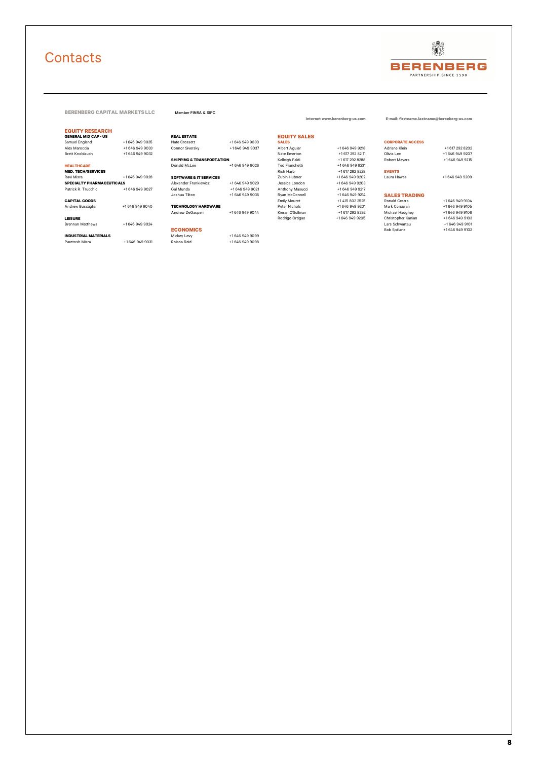# Contacts

**BERENBERG CAPITAL MARKETS LLC** Member FINRA & SIPC

Internet www.berenberg-us.com E-mail: firstname.lastname@berenberg-us.com

## EQUITY RESEARCH

**GENERAL MID CAP - US**

| | |
|---|---|
| Samuel England | +1 646 949 9035 |
| Alex Maroccia | +1 646 949 9033 |
| Brett Knoblauch | +1 646 949 9032 |

**HEALTHCARE**

**MED. TECH/SERVICES**

| | |
|---|---|
| Ravi Misra | +1 646 949 9028 |

**SPECIALTY PHARMACEUTICALS**

| | |
|---|---|
| Patrick R. Trucchio | +1 646 949 9027 |

**CAPITAL GOODS**

| | |
|---|---|
| Andrew Buscaglia | +1 646 949 9040 |

**LEISURE**

| | |
|---|---|
| Brennan Matthews | +1 646 949 9024 |

**INDUSTRIAL MATERIALS**

| | |
|---|---|
| Paretosh Misra | +1 646 949 9031 |

**REAL ESTATE**

| | |
|---|---|
| Nate Crossett | +1 646 949 9030 |
| Connor Siversky | +1 646 949 9037 |

**SHIPPING & TRANSPORTATION**

| | |
|---|---|
| Donald McLee | +1 646 949 9026 |

**SOFTWARE & IT SERVICES**

| | |
|---|---|
| Alexander Frankiewicz | +1 646 949 9029 |
| Gal Munda | +1 646 949 9021 |
| Joshua Tilton | +1 646 949 9036 |

**TECHNOLOGY HARDWARE**

| | |
|---|---|
| Andrew DeGasperi | +1 646 949 9044 |

## ECONOMICS

| | |
|---|---|
| Mickey Levy | +1 646 949 9099 |
| Roiana Reid | +1 646 949 9098 |

## EQUITY SALES

**SALES**

| | |
|---|---|
| Albert Aguiar | +1 646 949 9218 |
| Nate Emerton | +1 617 292 82 11 |
| Kelleigh Faldi | +1 617 292 8288 |
| Ted Franchetti | +1 646 949 9231 |
| Rich Harb | +1 617 292 8228 |
| Zubin Hubner | +1 646 949 9202 |
| Jessica London | +1 646 949 9203 |
| Anthony Masucci | +1 646 949 9217 |
| Ryan McDonnell | +1 646 949 9214 |
| Emily Mouret | +1 415 802 2525 |
| Peter Nichols | +1 646 949 9201 |
| Kieran O'Sullivan | +1 617 292 8292 |
| Rodrigo Ortigao | +1 646 949 9205 |

**CORPORATE ACCESS**

| | |
|---|---|
| Adriane Klein | +1 617 292 8202 |
| Olivia Lee | +1 646 949 9207 |
| Robert Meyers | +1 646 949 9215 |

**EVENTS**

| | |
|---|---|
| Laura Hawes | +1 646 949 9209 |

## SALES TRADING

| | |
|---|---|
| Ronald Cestra | +1 646 949 9104 |
| Mark Corcoran | +1 646 949 9105 |
| Michael Haughey | +1 646 949 9106 |
| Christopher Kanian | +1 646 949 9103 |
| Lars Schwartau | +1 646 949 9101 |
| Bob Spillane | +1 646 949 9102 |